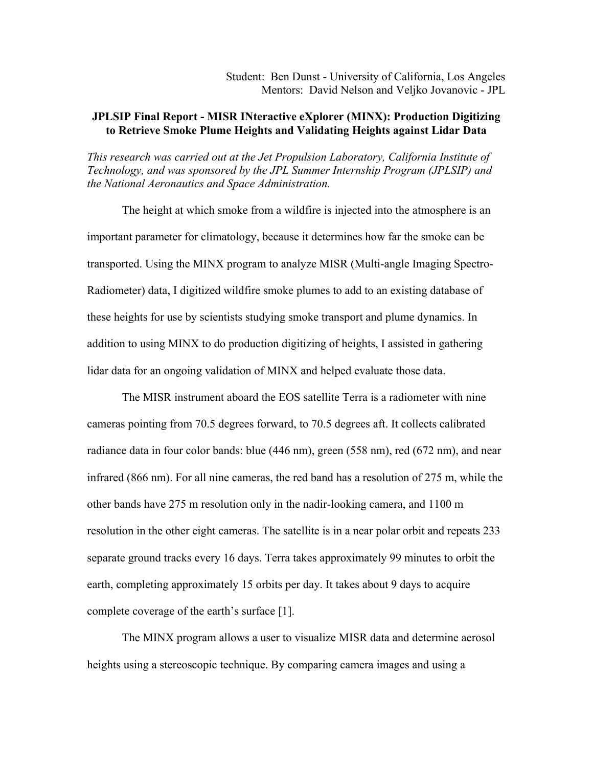Student: Ben Dunst - University of California, Los Angeles
Mentors: David Nelson and Veljko Jovanovic - JPL

# JPLSIP Final Report - MISR INteractive eXplorer (MINX): Production Digitizing to Retrieve Smoke Plume Heights and Validating Heights against Lidar Data

*This research was carried out at the Jet Propulsion Laboratory, California Institute of Technology, and was sponsored by the JPL Summer Internship Program (JPLSIP) and the National Aeronautics and Space Administration.*

The height at which smoke from a wildfire is injected into the atmosphere is an important parameter for climatology, because it determines how far the smoke can be transported. Using the MINX program to analyze MISR (Multi-angle Imaging Spectro-Radiometer) data, I digitized wildfire smoke plumes to add to an existing database of these heights for use by scientists studying smoke transport and plume dynamics. In addition to using MINX to do production digitizing of heights, I assisted in gathering lidar data for an ongoing validation of MINX and helped evaluate those data.

The MISR instrument aboard the EOS satellite Terra is a radiometer with nine cameras pointing from 70.5 degrees forward, to 70.5 degrees aft. It collects calibrated radiance data in four color bands: blue (446 nm), green (558 nm), red (672 nm), and near infrared (866 nm). For all nine cameras, the red band has a resolution of 275 m, while the other bands have 275 m resolution only in the nadir-looking camera, and 1100 m resolution in the other eight cameras. The satellite is in a near polar orbit and repeats 233 separate ground tracks every 16 days. Terra takes approximately 99 minutes to orbit the earth, completing approximately 15 orbits per day. It takes about 9 days to acquire complete coverage of the earth's surface [1].

The MINX program allows a user to visualize MISR data and determine aerosol heights using a stereoscopic technique. By comparing camera images and using a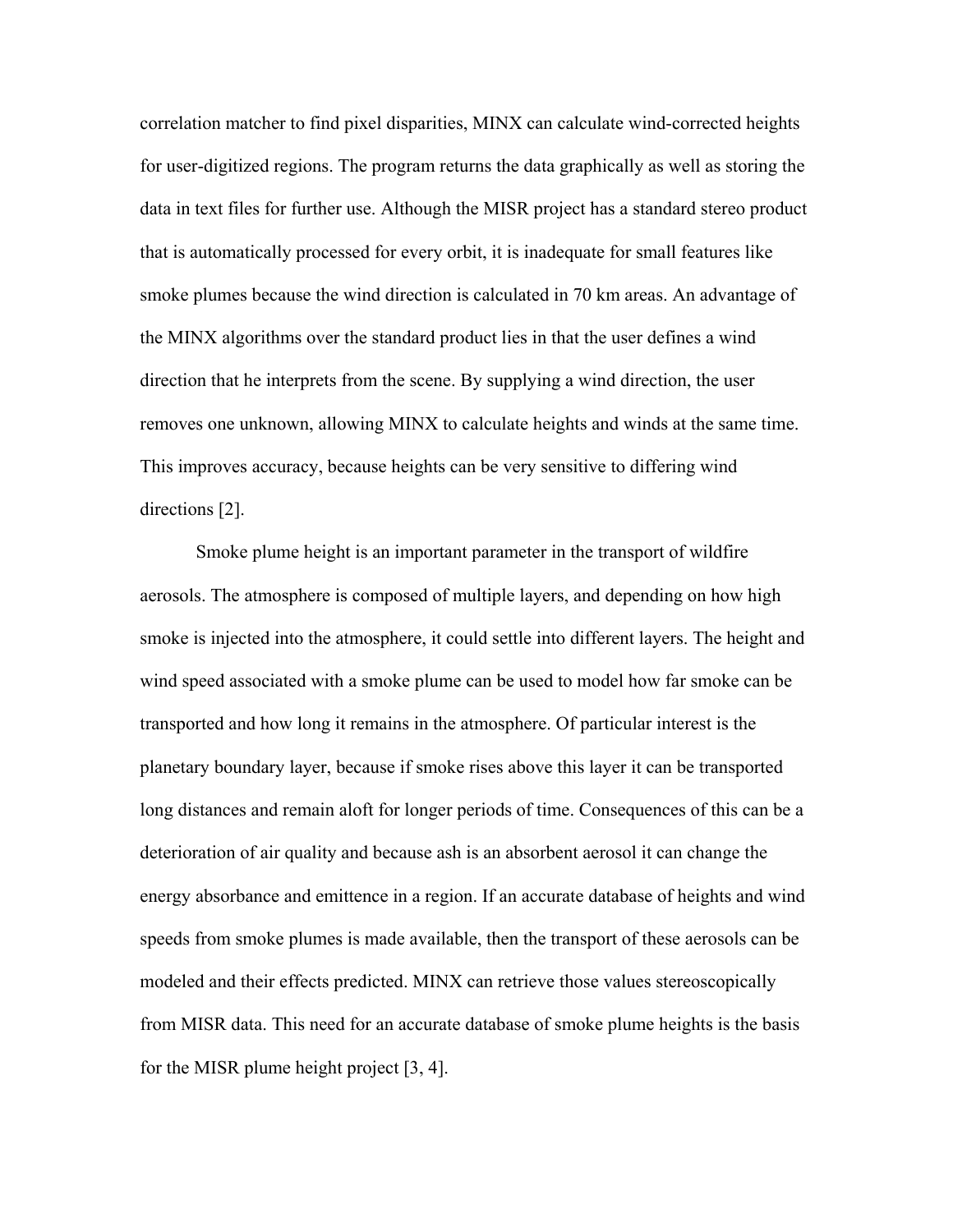correlation matcher to find pixel disparities, MINX can calculate wind-corrected heights for user-digitized regions. The program returns the data graphically as well as storing the data in text files for further use. Although the MISR project has a standard stereo product that is automatically processed for every orbit, it is inadequate for small features like smoke plumes because the wind direction is calculated in 70 km areas. An advantage of the MINX algorithms over the standard product lies in that the user defines a wind direction that he interprets from the scene. By supplying a wind direction, the user removes one unknown, allowing MINX to calculate heights and winds at the same time. This improves accuracy, because heights can be very sensitive to differing wind directions [2].

Smoke plume height is an important parameter in the transport of wildfire aerosols. The atmosphere is composed of multiple layers, and depending on how high smoke is injected into the atmosphere, it could settle into different layers. The height and wind speed associated with a smoke plume can be used to model how far smoke can be transported and how long it remains in the atmosphere. Of particular interest is the planetary boundary layer, because if smoke rises above this layer it can be transported long distances and remain aloft for longer periods of time. Consequences of this can be a deterioration of air quality and because ash is an absorbent aerosol it can change the energy absorbance and emittence in a region. If an accurate database of heights and wind speeds from smoke plumes is made available, then the transport of these aerosols can be modeled and their effects predicted. MINX can retrieve those values stereoscopically from MISR data. This need for an accurate database of smoke plume heights is the basis for the MISR plume height project [3, 4].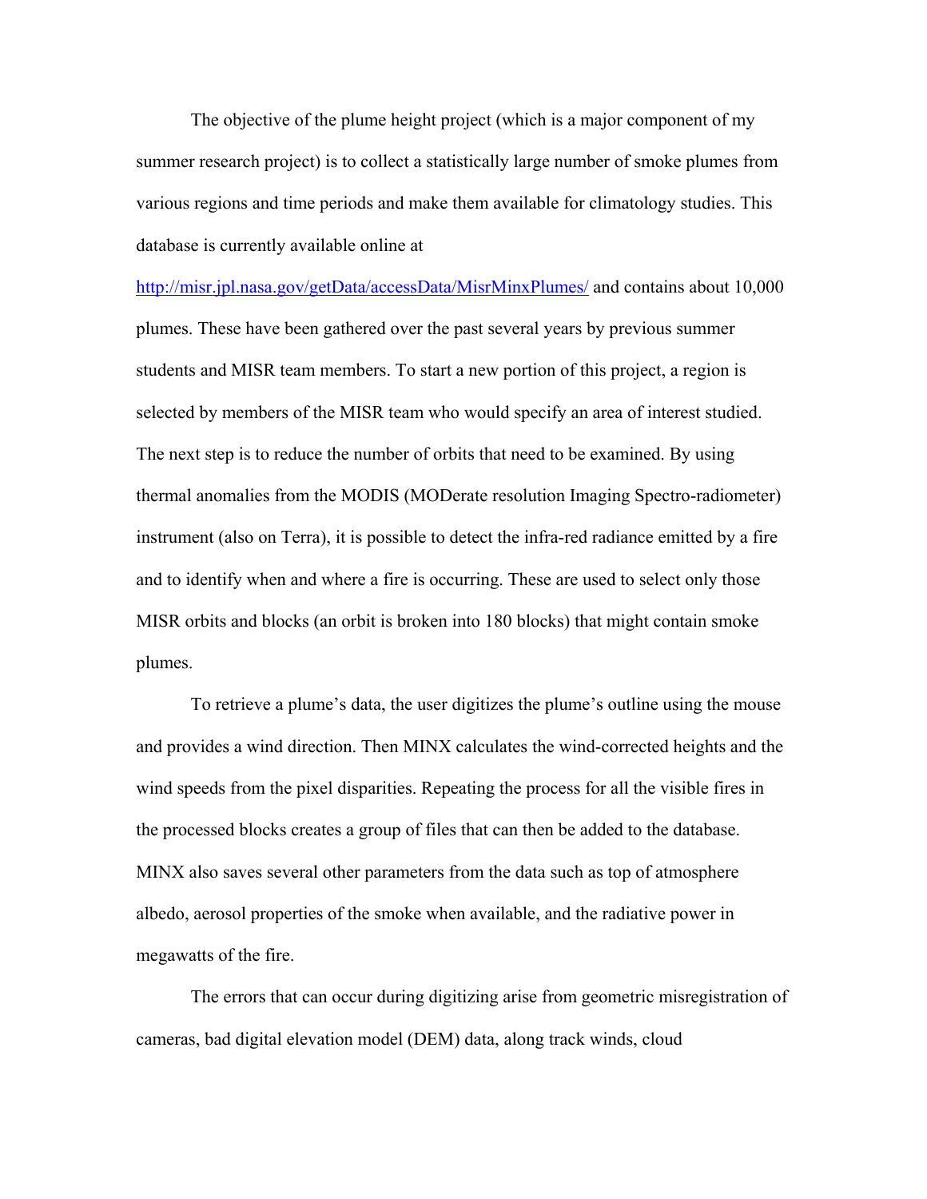The objective of the plume height project (which is a major component of my summer research project) is to collect a statistically large number of smoke plumes from various regions and time periods and make them available for climatology studies. This database is currently available online at http://misr.jpl.nasa.gov/getData/accessData/MisrMinxPlumes/ and contains about 10,000 plumes. These have been gathered over the past several years by previous summer students and MISR team members. To start a new portion of this project, a region is selected by members of the MISR team who would specify an area of interest studied. The next step is to reduce the number of orbits that need to be examined. By using thermal anomalies from the MODIS (MODerate resolution Imaging Spectro-radiometer) instrument (also on Terra), it is possible to detect the infra-red radiance emitted by a fire and to identify when and where a fire is occurring. These are used to select only those MISR orbits and blocks (an orbit is broken into 180 blocks) that might contain smoke plumes.

To retrieve a plume's data, the user digitizes the plume's outline using the mouse and provides a wind direction. Then MINX calculates the wind-corrected heights and the wind speeds from the pixel disparities. Repeating the process for all the visible fires in the processed blocks creates a group of files that can then be added to the database. MINX also saves several other parameters from the data such as top of atmosphere albedo, aerosol properties of the smoke when available, and the radiative power in megawatts of the fire.

The errors that can occur during digitizing arise from geometric misregistration of cameras, bad digital elevation model (DEM) data, along track winds, cloud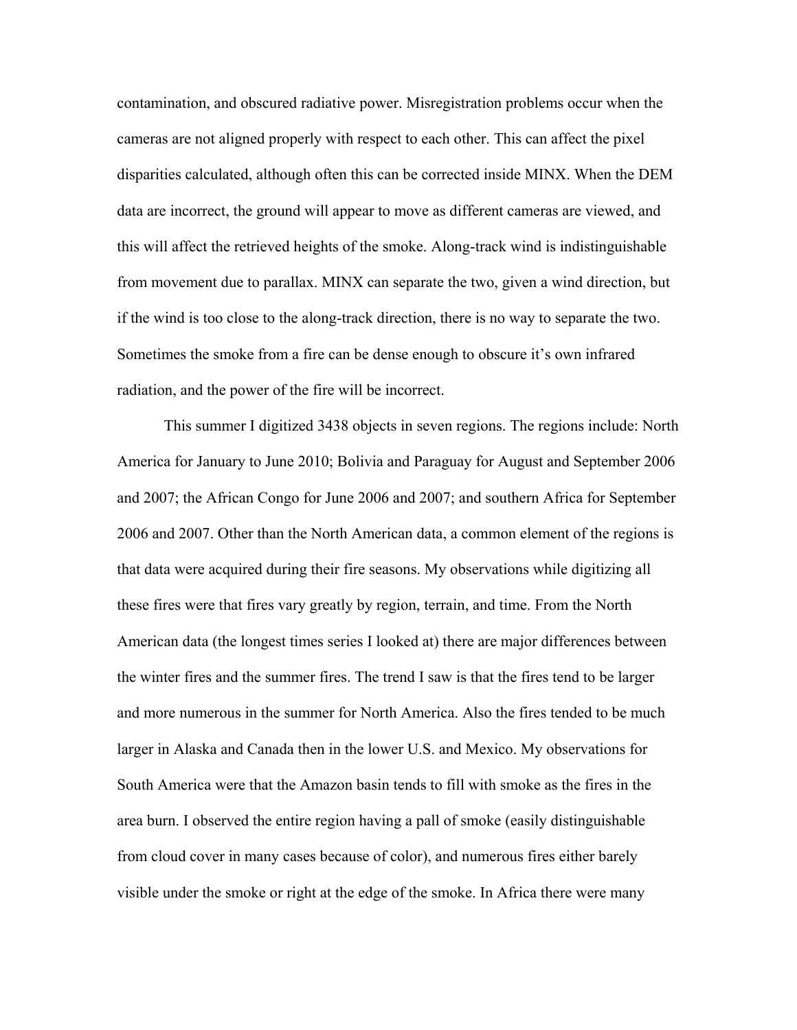contamination, and obscured radiative power. Misregistration problems occur when the cameras are not aligned properly with respect to each other. This can affect the pixel disparities calculated, although often this can be corrected inside MINX. When the DEM data are incorrect, the ground will appear to move as different cameras are viewed, and this will affect the retrieved heights of the smoke. Along-track wind is indistinguishable from movement due to parallax. MINX can separate the two, given a wind direction, but if the wind is too close to the along-track direction, there is no way to separate the two. Sometimes the smoke from a fire can be dense enough to obscure it's own infrared radiation, and the power of the fire will be incorrect.

This summer I digitized 3438 objects in seven regions. The regions include: North America for January to June 2010; Bolivia and Paraguay for August and September 2006 and 2007; the African Congo for June 2006 and 2007; and southern Africa for September 2006 and 2007. Other than the North American data, a common element of the regions is that data were acquired during their fire seasons. My observations while digitizing all these fires were that fires vary greatly by region, terrain, and time. From the North American data (the longest times series I looked at) there are major differences between the winter fires and the summer fires. The trend I saw is that the fires tend to be larger and more numerous in the summer for North America. Also the fires tended to be much larger in Alaska and Canada then in the lower U.S. and Mexico. My observations for South America were that the Amazon basin tends to fill with smoke as the fires in the area burn. I observed the entire region having a pall of smoke (easily distinguishable from cloud cover in many cases because of color), and numerous fires either barely visible under the smoke or right at the edge of the smoke. In Africa there were many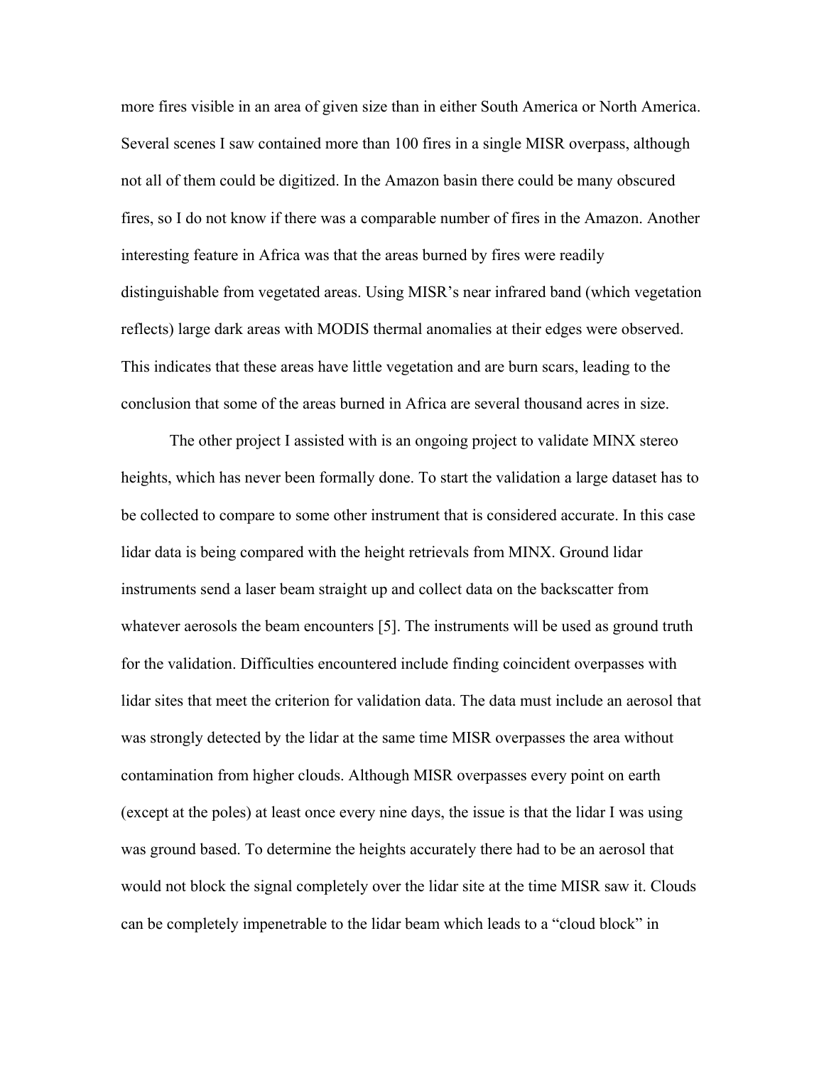more fires visible in an area of given size than in either South America or North America. Several scenes I saw contained more than 100 fires in a single MISR overpass, although not all of them could be digitized. In the Amazon basin there could be many obscured fires, so I do not know if there was a comparable number of fires in the Amazon. Another interesting feature in Africa was that the areas burned by fires were readily distinguishable from vegetated areas. Using MISR's near infrared band (which vegetation reflects) large dark areas with MODIS thermal anomalies at their edges were observed. This indicates that these areas have little vegetation and are burn scars, leading to the conclusion that some of the areas burned in Africa are several thousand acres in size.

The other project I assisted with is an ongoing project to validate MINX stereo heights, which has never been formally done. To start the validation a large dataset has to be collected to compare to some other instrument that is considered accurate. In this case lidar data is being compared with the height retrievals from MINX. Ground lidar instruments send a laser beam straight up and collect data on the backscatter from whatever aerosols the beam encounters [5]. The instruments will be used as ground truth for the validation. Difficulties encountered include finding coincident overpasses with lidar sites that meet the criterion for validation data. The data must include an aerosol that was strongly detected by the lidar at the same time MISR overpasses the area without contamination from higher clouds. Although MISR overpasses every point on earth (except at the poles) at least once every nine days, the issue is that the lidar I was using was ground based. To determine the heights accurately there had to be an aerosol that would not block the signal completely over the lidar site at the time MISR saw it. Clouds can be completely impenetrable to the lidar beam which leads to a "cloud block" in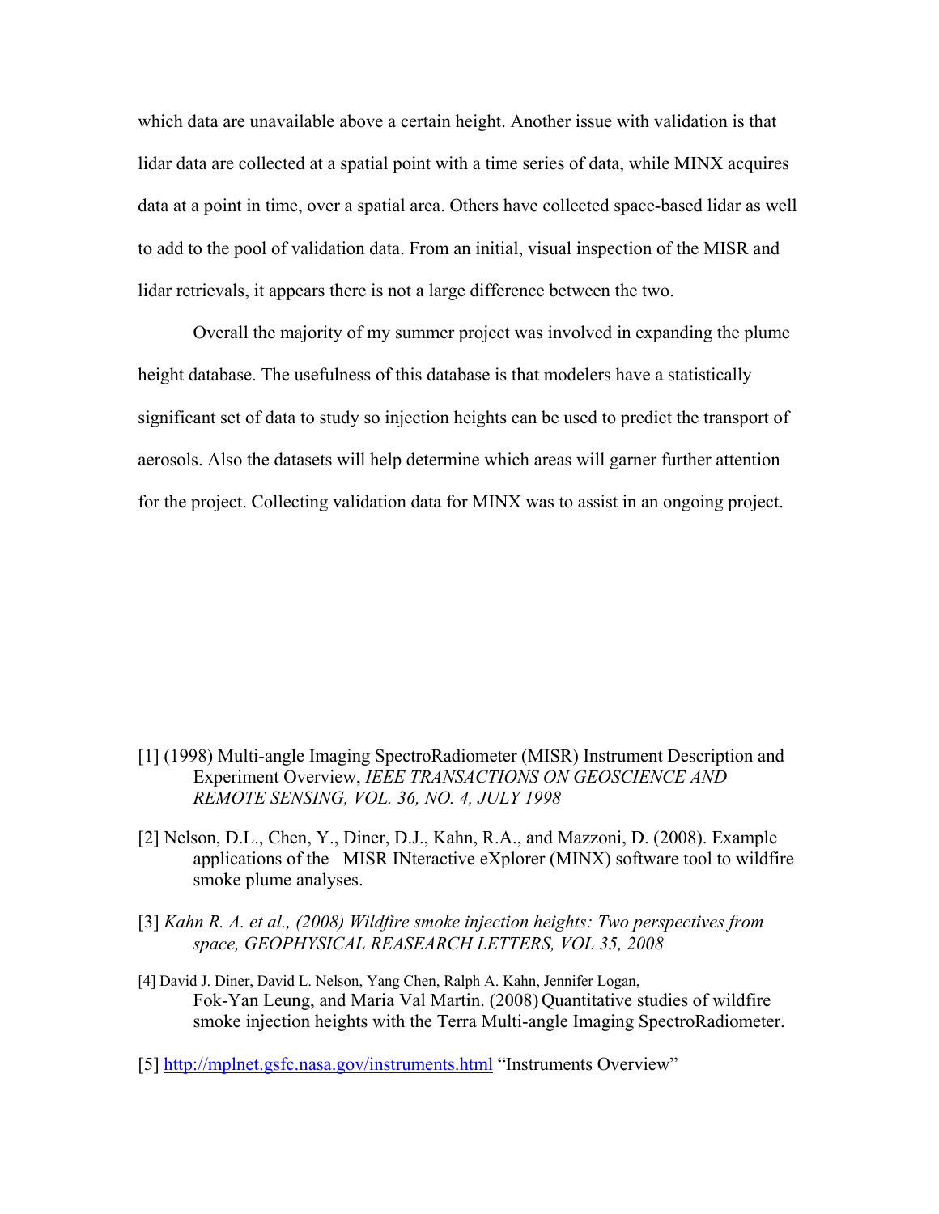which data are unavailable above a certain height. Another issue with validation is that lidar data are collected at a spatial point with a time series of data, while MINX acquires data at a point in time, over a spatial area. Others have collected space-based lidar as well to add to the pool of validation data. From an initial, visual inspection of the MISR and lidar retrievals, it appears there is not a large difference between the two.

Overall the majority of my summer project was involved in expanding the plume height database. The usefulness of this database is that modelers have a statistically significant set of data to study so injection heights can be used to predict the transport of aerosols. Also the datasets will help determine which areas will garner further attention for the project. Collecting validation data for MINX was to assist in an ongoing project.

[1] (1998) Multi-angle Imaging SpectroRadiometer (MISR) Instrument Description and Experiment Overview, *IEEE TRANSACTIONS ON GEOSCIENCE AND REMOTE SENSING, VOL. 36, NO. 4, JULY 1998*

[2] Nelson, D.L., Chen, Y., Diner, D.J., Kahn, R.A., and Mazzoni, D. (2008). Example applications of the MISR INteractive eXplorer (MINX) software tool to wildfire smoke plume analyses.

[3] *Kahn R. A. et al., (2008) Wildfire smoke injection heights: Two perspectives from space, GEOPHYSICAL REASEARCH LETTERS, VOL 35, 2008*

[4] David J. Diner, David L. Nelson, Yang Chen, Ralph A. Kahn, Jennifer Logan, Fok-Yan Leung, and Maria Val Martin. (2008) Quantitative studies of wildfire smoke injection heights with the Terra Multi-angle Imaging SpectroRadiometer.

[5] http://mplnet.gsfc.nasa.gov/instruments.html "Instruments Overview"